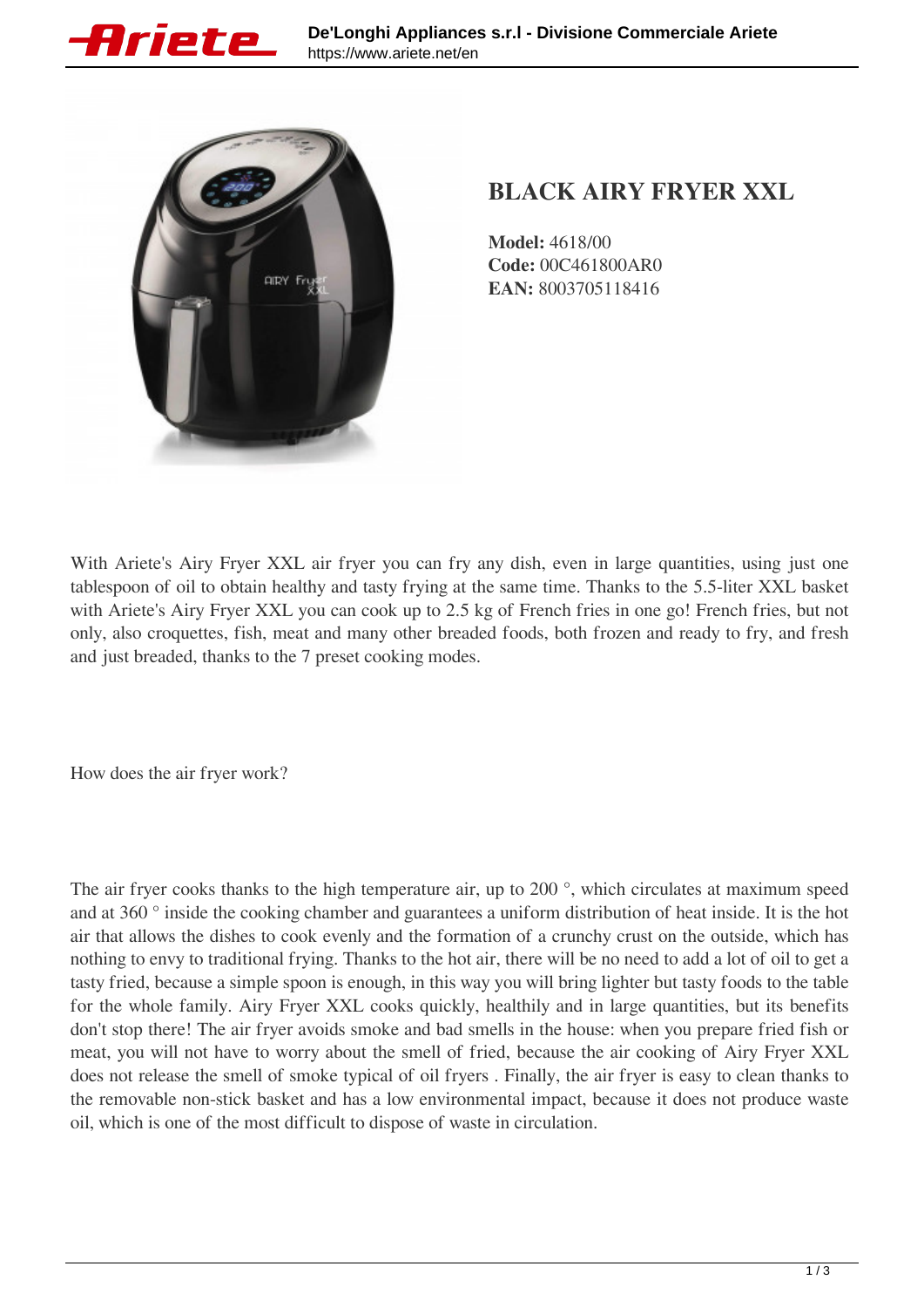# BLACK AIRY FRYER XXL

**Model:** 4618/00
**Code:** 00C461800AR0
**EAN:** 8003705118416

With Ariete's Airy Fryer XXL air fryer you can fry any dish, even in large quantities, using just one tablespoon of oil to obtain healthy and tasty frying at the same time. Thanks to the 5.5-liter XXL basket with Ariete's Airy Fryer XXL you can cook up to 2.5 kg of French fries in one go! French fries, but not only, also croquettes, fish, meat and many other breaded foods, both frozen and ready to fry, and fresh and just breaded, thanks to the 7 preset cooking modes.

How does the air fryer work?

The air fryer cooks thanks to the high temperature air, up to 200 °, which circulates at maximum speed and at 360 ° inside the cooking chamber and guarantees a uniform distribution of heat inside. It is the hot air that allows the dishes to cook evenly and the formation of a crunchy crust on the outside, which has nothing to envy to traditional frying. Thanks to the hot air, there will be no need to add a lot of oil to get a tasty fried, because a simple spoon is enough, in this way you will bring lighter but tasty foods to the table for the whole family. Airy Fryer XXL cooks quickly, healthily and in large quantities, but its benefits don't stop there! The air fryer avoids smoke and bad smells in the house: when you prepare fried fish or meat, you will not have to worry about the smell of fried, because the air cooking of Airy Fryer XXL does not release the smell of smoke typical of oil fryers . Finally, the air fryer is easy to clean thanks to the removable non-stick basket and has a low environmental impact, because it does not produce waste oil, which is one of the most difficult to dispose of waste in circulation.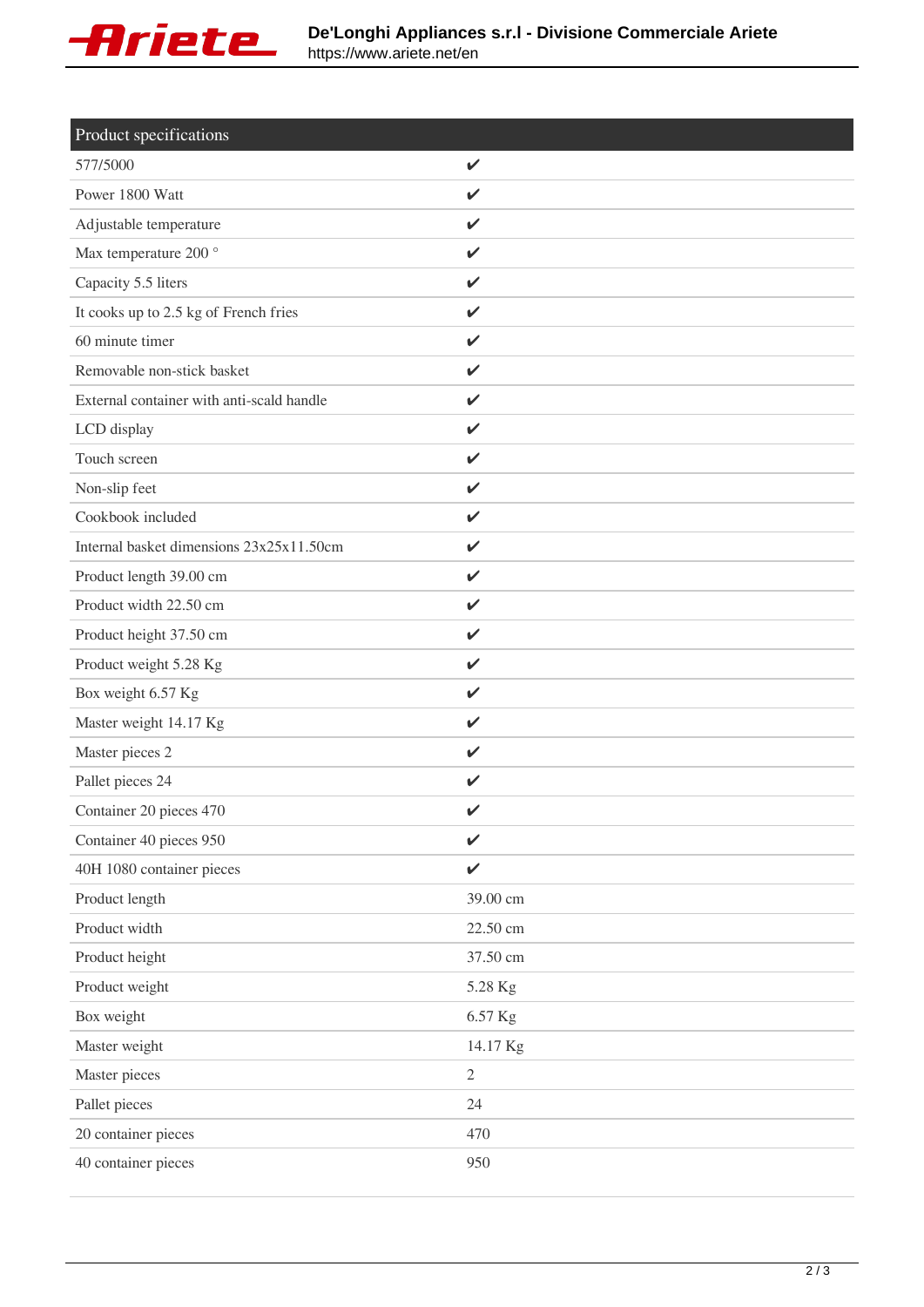| Product specifications | |
|---|---|
| 577/5000 | ✔ |
| Power 1800 Watt | ✔ |
| Adjustable temperature | ✔ |
| Max temperature 200 ° | ✔ |
| Capacity 5.5 liters | ✔ |
| It cooks up to 2.5 kg of French fries | ✔ |
| 60 minute timer | ✔ |
| Removable non-stick basket | ✔ |
| External container with anti-scald handle | ✔ |
| LCD display | ✔ |
| Touch screen | ✔ |
| Non-slip feet | ✔ |
| Cookbook included | ✔ |
| Internal basket dimensions 23x25x11.50cm | ✔ |
| Product length 39.00 cm | ✔ |
| Product width 22.50 cm | ✔ |
| Product height 37.50 cm | ✔ |
| Product weight 5.28 Kg | ✔ |
| Box weight 6.57 Kg | ✔ |
| Master weight 14.17 Kg | ✔ |
| Master pieces 2 | ✔ |
| Pallet pieces 24 | ✔ |
| Container 20 pieces 470 | ✔ |
| Container 40 pieces 950 | ✔ |
| 40H 1080 container pieces | ✔ |
| Product length | 39.00 cm |
| Product width | 22.50 cm |
| Product height | 37.50 cm |
| Product weight | 5.28 Kg |
| Box weight | 6.57 Kg |
| Master weight | 14.17 Kg |
| Master pieces | 2 |
| Pallet pieces | 24 |
| 20 container pieces | 470 |
| 40 container pieces | 950 |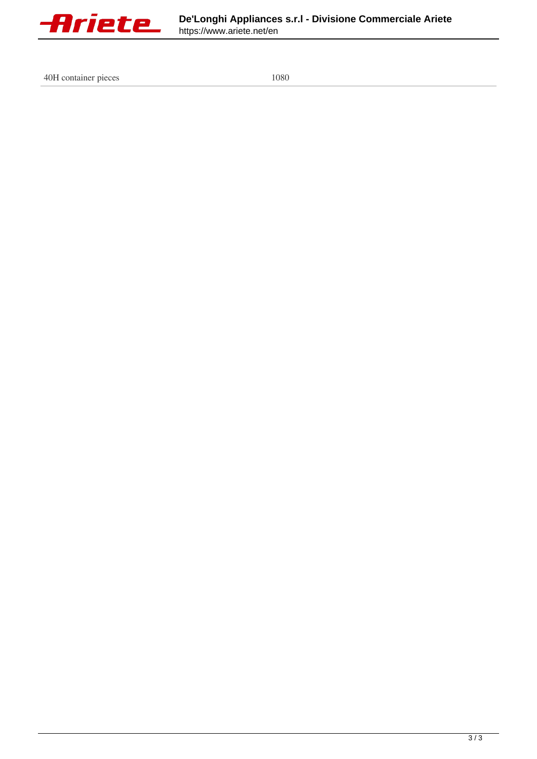| | |
|---|---|
| 40H container pieces | 1080 |